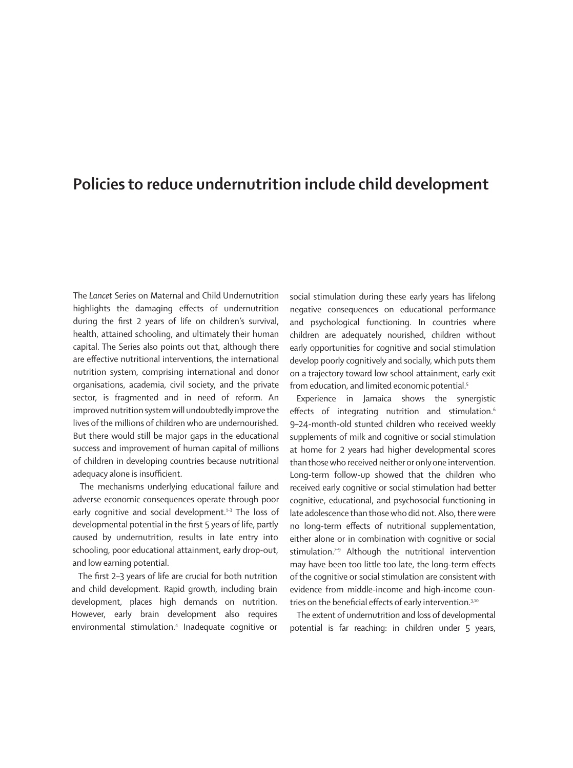# Policies to reduce undernutrition include child development

The *Lancet* Series on Maternal and Child Undernutrition highlights the damaging effects of undernutrition during the first 2 years of life on children's survival, health, attained schooling, and ultimately their human capital. The Series also points out that, although there are effective nutritional interventions, the international nutrition system, comprising international and donor organisations, academia, civil society, and the private sector, is fragmented and in need of reform. An improved nutrition system will undoubtedly improve the lives of the millions of children who are undernourished. But there would still be major gaps in the educational success and improvement of human capital of millions of children in developing countries because nutritional adequacy alone is insufficient.

The mechanisms underlying educational failure and adverse economic consequences operate through poor early cognitive and social development.[1–3] The loss of developmental potential in the first 5 years of life, partly caused by undernutrition, results in late entry into schooling, poor educational attainment, early drop-out, and low earning potential.

The first 2–3 years of life are crucial for both nutrition and child development. Rapid growth, including brain development, places high demands on nutrition. However, early brain development also requires environmental stimulation.[4] Inadequate cognitive or social stimulation during these early years has lifelong negative consequences on educational performance and psychological functioning. In countries where children are adequately nourished, children without early opportunities for cognitive and social stimulation develop poorly cognitively and socially, which puts them on a trajectory toward low school attainment, early exit from education, and limited economic potential.[5]

Experience in Jamaica shows the synergistic effects of integrating nutrition and stimulation.[6] 9–24-month-old stunted children who received weekly supplements of milk and cognitive or social stimulation at home for 2 years had higher developmental scores than those who received neither or only one intervention. Long-term follow-up showed that the children who received early cognitive or social stimulation had better cognitive, educational, and psychosocial functioning in late adolescence than those who did not. Also, there were no long-term effects of nutritional supplementation, either alone or in combination with cognitive or social stimulation.[7–9] Although the nutritional intervention may have been too little too late, the long-term effects of the cognitive or social stimulation are consistent with evidence from middle-income and high-income countries on the beneficial effects of early intervention.[3,10]

The extent of undernutrition and loss of developmental potential is far reaching: in children under 5 years,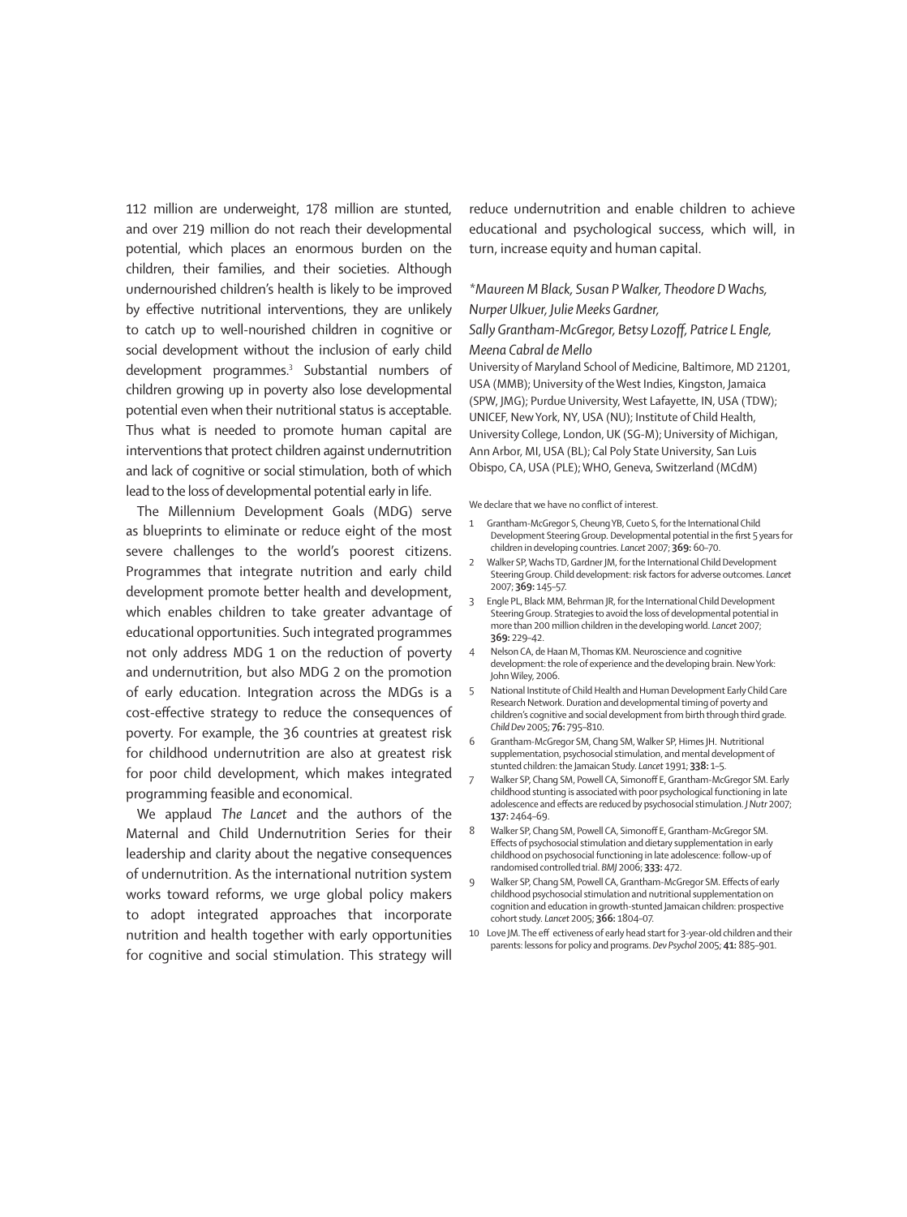112 million are underweight, 178 million are stunted, and over 219 million do not reach their developmental potential, which places an enormous burden on the children, their families, and their societies. Although undernourished children's health is likely to be improved by effective nutritional interventions, they are unlikely to catch up to well-nourished children in cognitive or social development without the inclusion of early child development programmes.[3] Substantial numbers of children growing up in poverty also lose developmental potential even when their nutritional status is acceptable. Thus what is needed to promote human capital are interventions that protect children against undernutrition and lack of cognitive or social stimulation, both of which lead to the loss of developmental potential early in life.

The Millennium Development Goals (MDG) serve as blueprints to eliminate or reduce eight of the most severe challenges to the world's poorest citizens. Programmes that integrate nutrition and early child development promote better health and development, which enables children to take greater advantage of educational opportunities. Such integrated programmes not only address MDG 1 on the reduction of poverty and undernutrition, but also MDG 2 on the promotion of early education. Integration across the MDGs is a cost-effective strategy to reduce the consequences of poverty. For example, the 36 countries at greatest risk for childhood undernutrition are also at greatest risk for poor child development, which makes integrated programming feasible and economical.

We applaud *The Lancet* and the authors of the Maternal and Child Undernutrition Series for their leadership and clarity about the negative consequences of undernutrition. As the international nutrition system works toward reforms, we urge global policy makers to adopt integrated approaches that incorporate nutrition and health together with early opportunities for cognitive and social stimulation. This strategy will reduce undernutrition and enable children to achieve educational and psychological success, which will, in turn, increase equity and human capital.

*\*Maureen M Black, Susan P Walker, Theodore D Wachs, Nurper Ulkuer, Julie Meeks Gardner, Sally Grantham-McGregor, Betsy Lozoff, Patrice L Engle, Meena Cabral de Mello*

University of Maryland School of Medicine, Baltimore, MD 21201, USA (MMB); University of the West Indies, Kingston, Jamaica (SPW, JMG); Purdue University, West Lafayette, IN, USA (TDW); UNICEF, New York, NY, USA (NU); Institute of Child Health, University College, London, UK (SG-M); University of Michigan, Ann Arbor, MI, USA (BL); Cal Poly State University, San Luis Obispo, CA, USA (PLE); WHO, Geneva, Switzerland (MCdM)

We declare that we have no conflict of interest.

1. Grantham-McGregor S, Cheung YB, Cueto S, for the International Child Development Steering Group. Developmental potential in the first 5 years for children in developing countries. *Lancet* 2007; **369:** 60–70.
2. Walker SP, Wachs TD, Gardner JM, for the International Child Development Steering Group. Child development: risk factors for adverse outcomes. *Lancet* 2007; **369:** 145–57.
3. Engle PL, Black MM, Behrman JR, for the International Child Development Steering Group. Strategies to avoid the loss of developmental potential in more than 200 million children in the developing world. *Lancet* 2007; **369:** 229–42.
4. Nelson CA, de Haan M, Thomas KM. Neuroscience and cognitive development: the role of experience and the developing brain. New York: John Wiley, 2006.
5. National Institute of Child Health and Human Development Early Child Care Research Network. Duration and developmental timing of poverty and children's cognitive and social development from birth through third grade. *Child Dev* 2005; **76:** 795–810.
6. Grantham-McGregor SM, Chang SM, Walker SP, Himes JH. Nutritional supplementation, psychosocial stimulation, and mental development of stunted children: the Jamaican Study. *Lancet* 1991; **338:** 1–5.
7. Walker SP, Chang SM, Powell CA, Simonoff E, Grantham-McGregor SM. Early childhood stunting is associated with poor psychological functioning in late adolescence and effects are reduced by psychosocial stimulation. *J Nutr* 2007; **137:** 2464–69.
8. Walker SP, Chang SM, Powell CA, Simonoff E, Grantham-McGregor SM. Effects of psychosocial stimulation and dietary supplementation in early childhood on psychosocial functioning in late adolescence: follow-up of randomised controlled trial. *BMJ* 2006; **333:** 472.
9. Walker SP, Chang SM, Powell CA, Grantham-McGregor SM. Effects of early childhood psychosocial stimulation and nutritional supplementation on cognition and education in growth-stunted Jamaican children: prospective cohort study. *Lancet* 2005; **366:** 1804–07.
10. Love JM. The eff ectiveness of early head start for 3-year-old children and their parents: lessons for policy and programs. *Dev Psychol* 2005; **41:** 885–901.